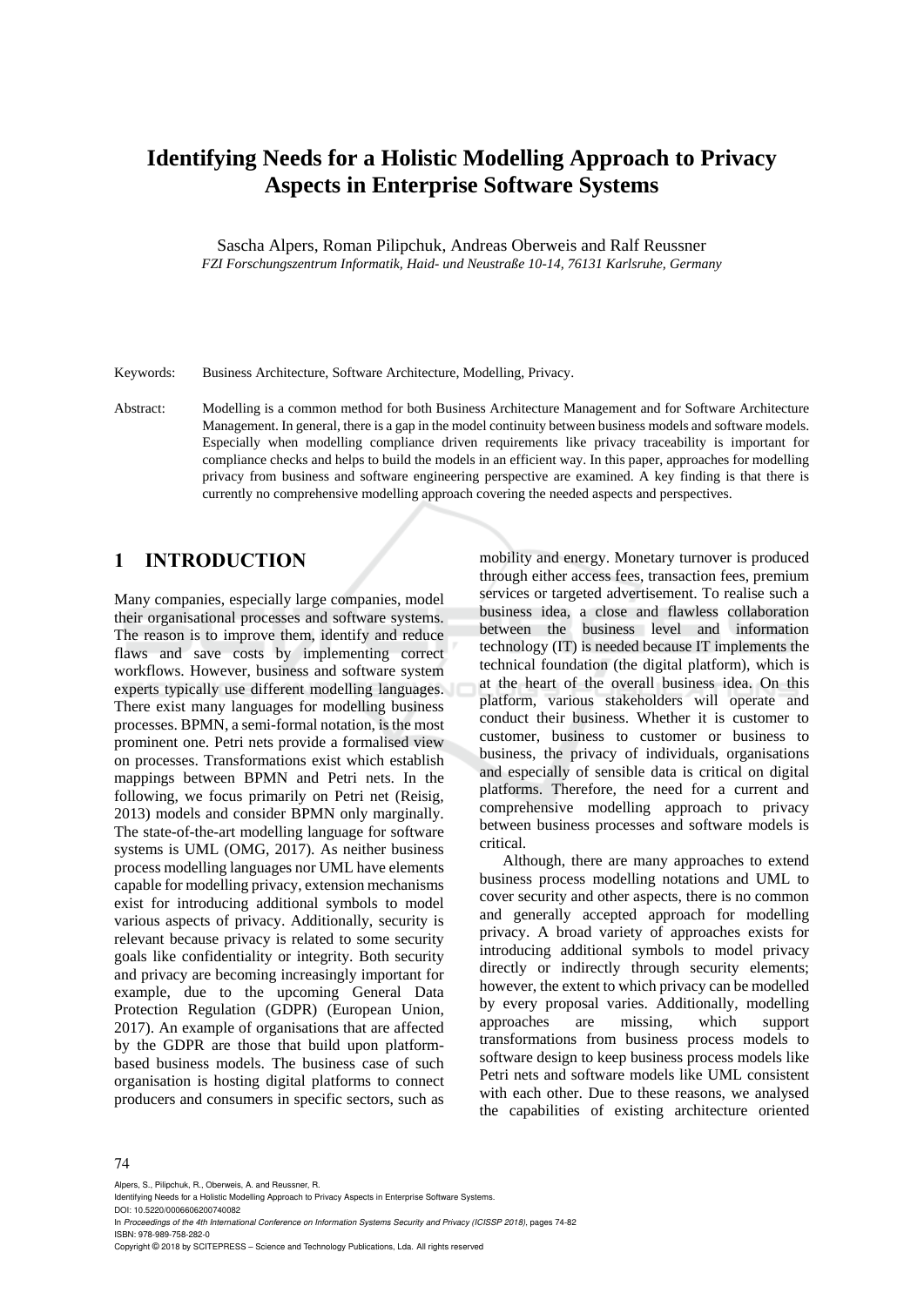# Identifying Needs for a Holistic Modelling Approach to Privacy Aspects in Enterprise Software Systems

Sascha Alpers, Roman Pilipchuk, Andreas Oberweis and Ralf Reussner

*FZI Forschungszentrum Informatik, Haid- und Neustraße 10-14, 76131 Karlsruhe, Germany*

Keywords: Business Architecture, Software Architecture, Modelling, Privacy.

Abstract: Modelling is a common method for both Business Architecture Management and for Software Architecture Management. In general, there is a gap in the model continuity between business models and software models. Especially when modelling compliance driven requirements like privacy traceability is important for compliance checks and helps to build the models in an efficient way. In this paper, approaches for modelling privacy from business and software engineering perspective are examined. A key finding is that there is currently no comprehensive modelling approach covering the needed aspects and perspectives.

## 1 INTRODUCTION

Many companies, especially large companies, model their organisational processes and software systems. The reason is to improve them, identify and reduce flaws and save costs by implementing correct workflows. However, business and software system experts typically use different modelling languages. There exist many languages for modelling business processes. BPMN, a semi-formal notation, is the most prominent one. Petri nets provide a formalised view on processes. Transformations exist which establish mappings between BPMN and Petri nets. In the following, we focus primarily on Petri net (Reisig, 2013) models and consider BPMN only marginally. The state-of-the-art modelling language for software systems is UML (OMG, 2017). As neither business process modelling languages nor UML have elements capable for modelling privacy, extension mechanisms exist for introducing additional symbols to model various aspects of privacy. Additionally, security is relevant because privacy is related to some security goals like confidentiality or integrity. Both security and privacy are becoming increasingly important for example, due to the upcoming General Data Protection Regulation (GDPR) (European Union, 2017). An example of organisations that are affected by the GDPR are those that build upon platform-based business models. The business case of such organisation is hosting digital platforms to connect producers and consumers in specific sectors, such as mobility and energy. Monetary turnover is produced through either access fees, transaction fees, premium services or targeted advertisement. To realise such a business idea, a close and flawless collaboration between the business level and information technology (IT) is needed because IT implements the technical foundation (the digital platform), which is at the heart of the overall business idea. On this platform, various stakeholders will operate and conduct their business. Whether it is customer to customer, business to customer or business to business, the privacy of individuals, organisations and especially of sensible data is critical on digital platforms. Therefore, the need for a current and comprehensive modelling approach to privacy between business processes and software models is critical.

Although, there are many approaches to extend business process modelling notations and UML to cover security and other aspects, there is no common and generally accepted approach for modelling privacy. A broad variety of approaches exists for introducing additional symbols to model privacy directly or indirectly through security elements; however, the extent to which privacy can be modelled by every proposal varies. Additionally, modelling approaches are missing, which support transformations from business process models to software design to keep business process models like Petri nets and software models like UML consistent with each other. Due to these reasons, we analysed the capabilities of existing architecture oriented

Alpers, S., Pilipchuk, R., Oberweis, A. and Reussner, R.
Identifying Needs for a Holistic Modelling Approach to Privacy Aspects in Enterprise Software Systems.
DOI: 10.5220/0006606200740082
In *Proceedings of the 4th International Conference on Information Systems Security and Privacy (ICISSP 2018)*, pages 74-82
ISBN: 978-989-758-282-0
Copyright © 2018 by SCITEPRESS – Science and Technology Publications, Lda. All rights reserved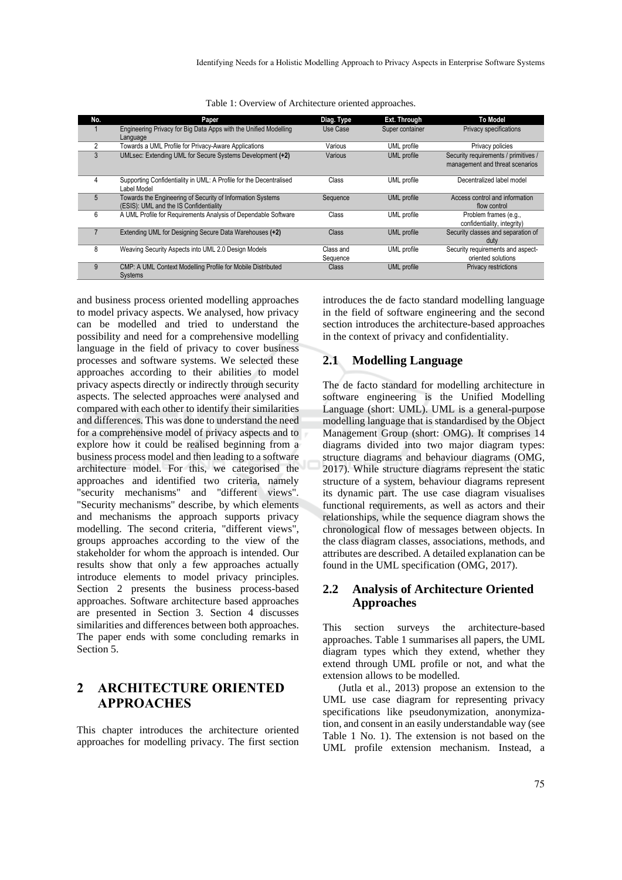Table 1: Overview of Architecture oriented approaches.

| No. | Paper | Diag. Type | Ext. Through | To Model |
|---|---|---|---|---|
| 1 | Engineering Privacy for Big Data Apps with the Unified Modelling Language | Use Case | Super container | Privacy specifications |
| 2 | Towards a UML Profile for Privacy-Aware Applications | Various | UML profile | Privacy policies |
| 3 | UMLsec: Extending UML for Secure Systems Development **(+2)** | Various | UML profile | Security requirements / primitives / management and threat scenarios |
| 4 | Supporting Confidentiality in UML: A Profile for the Decentralised Label Model | Class | UML profile | Decentralized label model |
| 5 | Towards the Engineering of Security of Information Systems (ESIS): UML and the IS Confidentiality | Sequence | UML profile | Access control and information flow control |
| 6 | A UML Profile for Requirements Analysis of Dependable Software | Class | UML profile | Problem frames (e.g., confidentiality, integrity) |
| 7 | Extending UML for Designing Secure Data Warehouses **(+2)** | Class | UML profile | Security classes and separation of duty |
| 8 | Weaving Security Aspects into UML 2.0 Design Models | Class and Sequence | UML profile | Security requirements and aspect-oriented solutions |
| 9 | CMP: A UML Context Modelling Profile for Mobile Distributed Systems | Class | UML profile | Privacy restrictions |

and business process oriented modelling approaches to model privacy aspects. We analysed, how privacy can be modelled and tried to understand the possibility and need for a comprehensive modelling language in the field of privacy to cover business processes and software systems. We selected these approaches according to their abilities to model privacy aspects directly or indirectly through security aspects. The selected approaches were analysed and compared with each other to identify their similarities and differences. This was done to understand the need for a comprehensive model of privacy aspects and to explore how it could be realised beginning from a business process model and then leading to a software architecture model. For this, we categorised the approaches and identified two criteria, namely "security mechanisms" and "different views". "Security mechanisms" describe, by which elements and mechanisms the approach supports privacy modelling. The second criteria, "different views", groups approaches according to the view of the stakeholder for whom the approach is intended. Our results show that only a few approaches actually introduce elements to model privacy principles. Section 2 presents the business process-based approaches. Software architecture based approaches are presented in Section 3. Section 4 discusses similarities and differences between both approaches. The paper ends with some concluding remarks in Section 5.

## 2 ARCHITECTURE ORIENTED APPROACHES

This chapter introduces the architecture oriented approaches for modelling privacy. The first section introduces the de facto standard modelling language in the field of software engineering and the second section introduces the architecture-based approaches in the context of privacy and confidentiality.

### 2.1 Modelling Language

The de facto standard for modelling architecture in software engineering is the Unified Modelling Language (short: UML). UML is a general-purpose modelling language that is standardised by the Object Management Group (short: OMG). It comprises 14 diagrams divided into two major diagram types: structure diagrams and behaviour diagrams (OMG, 2017). While structure diagrams represent the static structure of a system, behaviour diagrams represent its dynamic part. The use case diagram visualises functional requirements, as well as actors and their relationships, while the sequence diagram shows the chronological flow of messages between objects. In the class diagram classes, associations, methods, and attributes are described. A detailed explanation can be found in the UML specification (OMG, 2017).

### 2.2 Analysis of Architecture Oriented Approaches

This section surveys the architecture-based approaches. Table 1 summarises all papers, the UML diagram types which they extend, whether they extend through UML profile or not, and what the extension allows to be modelled.

(Jutla et al., 2013) propose an extension to the UML use case diagram for representing privacy specifications like pseudonymization, anonymization, and consent in an easily understandable way (see Table 1 No. 1). The extension is not based on the UML profile extension mechanism. Instead, a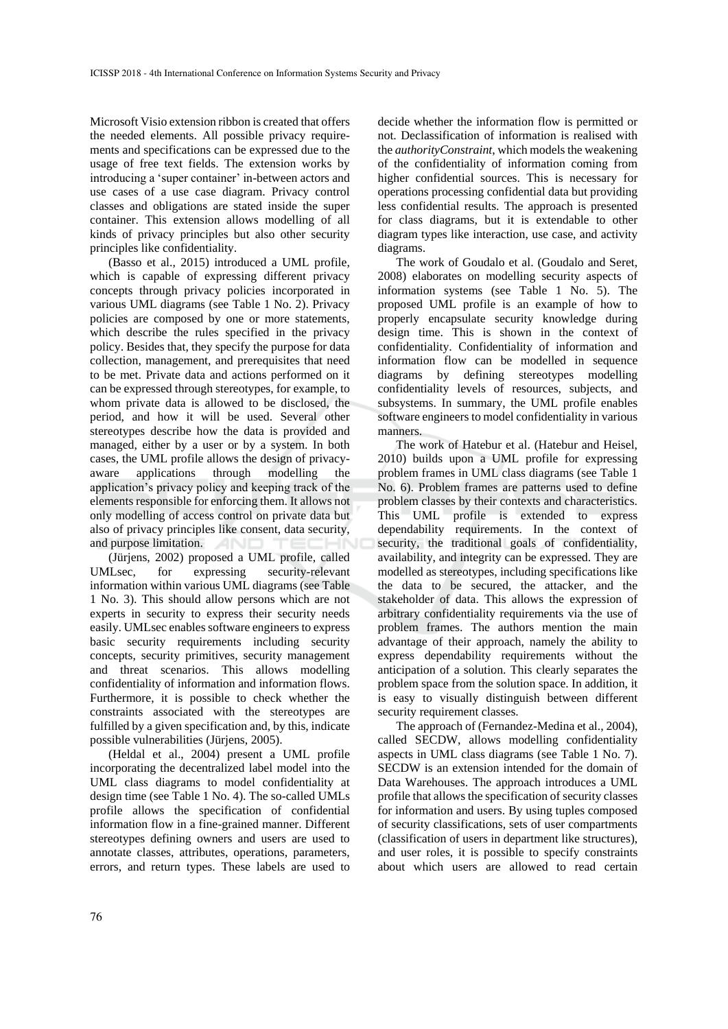Microsoft Visio extension ribbon is created that offers the needed elements. All possible privacy requirements and specifications can be expressed due to the usage of free text fields. The extension works by introducing a 'super container' in-between actors and use cases of a use case diagram. Privacy control classes and obligations are stated inside the super container. This extension allows modelling of all kinds of privacy principles but also other security principles like confidentiality.

(Basso et al., 2015) introduced a UML profile, which is capable of expressing different privacy concepts through privacy policies incorporated in various UML diagrams (see Table 1 No. 2). Privacy policies are composed by one or more statements, which describe the rules specified in the privacy policy. Besides that, they specify the purpose for data collection, management, and prerequisites that need to be met. Private data and actions performed on it can be expressed through stereotypes, for example, to whom private data is allowed to be disclosed, the period, and how it will be used. Several other stereotypes describe how the data is provided and managed, either by a user or by a system. In both cases, the UML profile allows the design of privacy-aware applications through modelling the application's privacy policy and keeping track of the elements responsible for enforcing them. It allows not only modelling of access control on private data but also of privacy principles like consent, data security, and purpose limitation.

(Jürjens, 2002) proposed a UML profile, called UMLsec, for expressing security-relevant information within various UML diagrams (see Table 1 No. 3). This should allow persons which are not experts in security to express their security needs easily. UMLsec enables software engineers to express basic security requirements including security concepts, security primitives, security management and threat scenarios. This allows modelling confidentiality of information and information flows. Furthermore, it is possible to check whether the constraints associated with the stereotypes are fulfilled by a given specification and, by this, indicate possible vulnerabilities (Jürjens, 2005).

(Heldal et al., 2004) present a UML profile incorporating the decentralized label model into the UML class diagrams to model confidentiality at design time (see Table 1 No. 4). The so-called UMLs profile allows the specification of confidential information flow in a fine-grained manner. Different stereotypes defining owners and users are used to annotate classes, attributes, operations, parameters, errors, and return types. These labels are used to decide whether the information flow is permitted or not. Declassification of information is realised with the *authorityConstraint*, which models the weakening of the confidentiality of information coming from higher confidential sources. This is necessary for operations processing confidential data but providing less confidential results. The approach is presented for class diagrams, but it is extendable to other diagram types like interaction, use case, and activity diagrams.

The work of Goudalo et al. (Goudalo and Seret, 2008) elaborates on modelling security aspects of information systems (see Table 1 No. 5). The proposed UML profile is an example of how to properly encapsulate security knowledge during design time. This is shown in the context of confidentiality. Confidentiality of information and information flow can be modelled in sequence diagrams by defining stereotypes modelling confidentiality levels of resources, subjects, and subsystems. In summary, the UML profile enables software engineers to model confidentiality in various manners.

The work of Hatebur et al. (Hatebur and Heisel, 2010) builds upon a UML profile for expressing problem frames in UML class diagrams (see Table 1 No. 6). Problem frames are patterns used to define problem classes by their contexts and characteristics. This UML profile is extended to express dependability requirements. In the context of security, the traditional goals of confidentiality, availability, and integrity can be expressed. They are modelled as stereotypes, including specifications like the data to be secured, the attacker, and the stakeholder of data. This allows the expression of arbitrary confidentiality requirements via the use of problem frames. The authors mention the main advantage of their approach, namely the ability to express dependability requirements without the anticipation of a solution. This clearly separates the problem space from the solution space. In addition, it is easy to visually distinguish between different security requirement classes.

The approach of (Fernandez-Medina et al., 2004), called SECDW, allows modelling confidentiality aspects in UML class diagrams (see Table 1 No. 7). SECDW is an extension intended for the domain of Data Warehouses. The approach introduces a UML profile that allows the specification of security classes for information and users. By using tuples composed of security classifications, sets of user compartments (classification of users in department like structures), and user roles, it is possible to specify constraints about which users are allowed to read certain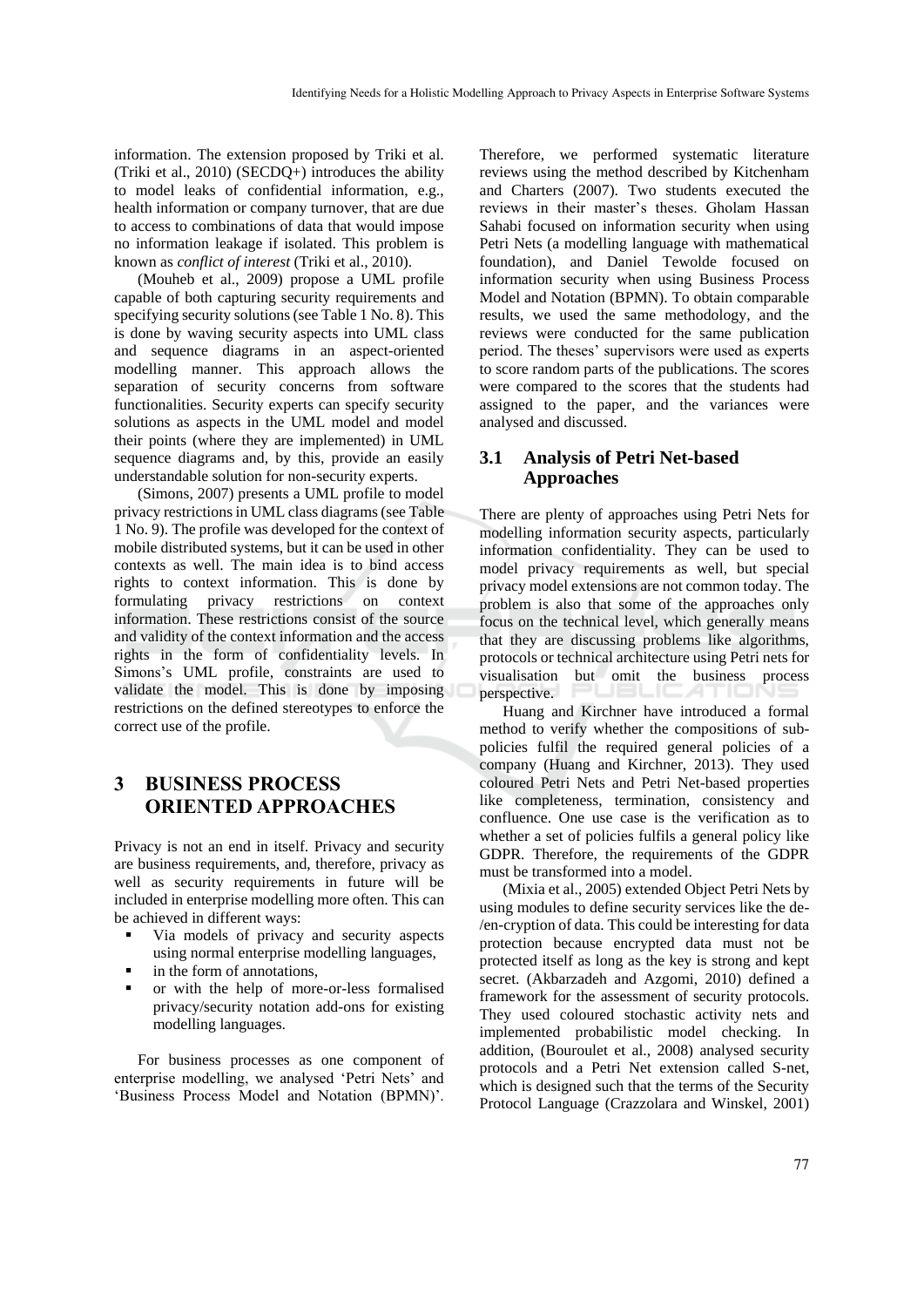information. The extension proposed by Triki et al. (Triki et al., 2010) (SECDQ+) introduces the ability to model leaks of confidential information, e.g., health information or company turnover, that are due to access to combinations of data that would impose no information leakage if isolated. This problem is known as *conflict of interest* (Triki et al., 2010).

(Mouheb et al., 2009) propose a UML profile capable of both capturing security requirements and specifying security solutions (see Table 1 No. 8). This is done by waving security aspects into UML class and sequence diagrams in an aspect-oriented modelling manner. This approach allows the separation of security concerns from software functionalities. Security experts can specify security solutions as aspects in the UML model and model their points (where they are implemented) in UML sequence diagrams and, by this, provide an easily understandable solution for non-security experts.

(Simons, 2007) presents a UML profile to model privacy restrictions in UML class diagrams (see Table 1 No. 9). The profile was developed for the context of mobile distributed systems, but it can be used in other contexts as well. The main idea is to bind access rights to context information. This is done by formulating privacy restrictions on context information. These restrictions consist of the source and validity of the context information and the access rights in the form of confidentiality levels. In Simons's UML profile, constraints are used to validate the model. This is done by imposing restrictions on the defined stereotypes to enforce the correct use of the profile.

# 3 BUSINESS PROCESS ORIENTED APPROACHES

Privacy is not an end in itself. Privacy and security are business requirements, and, therefore, privacy as well as security requirements in future will be included in enterprise modelling more often. This can be achieved in different ways:

- Via models of privacy and security aspects using normal enterprise modelling languages,
- in the form of annotations,
- or with the help of more-or-less formalised privacy/security notation add-ons for existing modelling languages.

For business processes as one component of enterprise modelling, we analysed 'Petri Nets' and 'Business Process Model and Notation (BPMN)'. Therefore, we performed systematic literature reviews using the method described by Kitchenham and Charters (2007). Two students executed the reviews in their master's theses. Gholam Hassan Sahabi focused on information security when using Petri Nets (a modelling language with mathematical foundation), and Daniel Tewolde focused on information security when using Business Process Model and Notation (BPMN). To obtain comparable results, we used the same methodology, and the reviews were conducted for the same publication period. The theses' supervisors were used as experts to score random parts of the publications. The scores were compared to the scores that the students had assigned to the paper, and the variances were analysed and discussed.

## 3.1 Analysis of Petri Net-based Approaches

There are plenty of approaches using Petri Nets for modelling information security aspects, particularly information confidentiality. They can be used to model privacy requirements as well, but special privacy model extensions are not common today. The problem is also that some of the approaches only focus on the technical level, which generally means that they are discussing problems like algorithms, protocols or technical architecture using Petri nets for visualisation but omit the business process perspective.

Huang and Kirchner have introduced a formal method to verify whether the compositions of sub-policies fulfil the required general policies of a company (Huang and Kirchner, 2013). They used coloured Petri Nets and Petri Net-based properties like completeness, termination, consistency and confluence. One use case is the verification as to whether a set of policies fulfils a general policy like GDPR. Therefore, the requirements of the GDPR must be transformed into a model.

(Mixia et al., 2005) extended Object Petri Nets by using modules to define security services like the de-/en-cryption of data. This could be interesting for data protection because encrypted data must not be protected itself as long as the key is strong and kept secret. (Akbarzadeh and Azgomi, 2010) defined a framework for the assessment of security protocols. They used coloured stochastic activity nets and implemented probabilistic model checking. In addition, (Bouroulet et al., 2008) analysed security protocols and a Petri Net extension called S-net, which is designed such that the terms of the Security Protocol Language (Crazzolara and Winskel, 2001)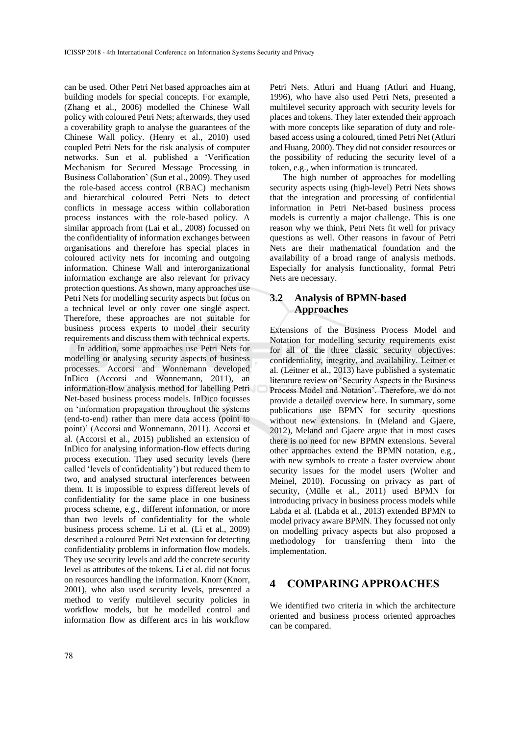can be used. Other Petri Net based approaches aim at building models for special concepts. For example, (Zhang et al., 2006) modelled the Chinese Wall policy with coloured Petri Nets; afterwards, they used a coverability graph to analyse the guarantees of the Chinese Wall policy. (Henry et al., 2010) used coupled Petri Nets for the risk analysis of computer networks. Sun et al. published a 'Verification Mechanism for Secured Message Processing in Business Collaboration' (Sun et al., 2009). They used the role-based access control (RBAC) mechanism and hierarchical coloured Petri Nets to detect conflicts in message access within collaboration process instances with the role-based policy. A similar approach from (Lai et al., 2008) focussed on the confidentiality of information exchanges between organisations and therefore has special places in coloured activity nets for incoming and outgoing information. Chinese Wall and interorganizational information exchange are also relevant for privacy protection questions. As shown, many approaches use Petri Nets for modelling security aspects but focus on a technical level or only cover one single aspect. Therefore, these approaches are not suitable for business process experts to model their security requirements and discuss them with technical experts.

In addition, some approaches use Petri Nets for modelling or analysing security aspects of business processes. Accorsi and Wonnemann developed InDico (Accorsi and Wonnemann, 2011), an information-flow analysis method for labelling Petri Net-based business process models. InDico focusses on 'information propagation throughout the systems (end-to-end) rather than mere data access (point to point)' (Accorsi and Wonnemann, 2011). Accorsi et al. (Accorsi et al., 2015) published an extension of InDico for analysing information-flow effects during process execution. They used security levels (here called 'levels of confidentiality') but reduced them to two, and analysed structural interferences between them. It is impossible to express different levels of confidentiality for the same place in one business process scheme, e.g., different information, or more than two levels of confidentiality for the whole business process scheme. Li et al. (Li et al., 2009) described a coloured Petri Net extension for detecting confidentiality problems in information flow models. They use security levels and add the concrete security level as attributes of the tokens. Li et al. did not focus on resources handling the information. Knorr (Knorr, 2001), who also used security levels, presented a method to verify multilevel security policies in workflow models, but he modelled control and information flow as different arcs in his workflow Petri Nets. Atluri and Huang (Atluri and Huang, 1996), who have also used Petri Nets, presented a multilevel security approach with security levels for places and tokens. They later extended their approach with more concepts like separation of duty and role-based access using a coloured, timed Petri Net (Atluri and Huang, 2000). They did not consider resources or the possibility of reducing the security level of a token, e.g., when information is truncated.

The high number of approaches for modelling security aspects using (high-level) Petri Nets shows that the integration and processing of confidential information in Petri Net-based business process models is currently a major challenge. This is one reason why we think, Petri Nets fit well for privacy questions as well. Other reasons in favour of Petri Nets are their mathematical foundation and the availability of a broad range of analysis methods. Especially for analysis functionality, formal Petri Nets are necessary.

### 3.2 Analysis of BPMN-based Approaches

Extensions of the Business Process Model and Notation for modelling security requirements exist for all of the three classic security objectives: confidentiality, integrity, and availability. Leitner et al. (Leitner et al., 2013) have published a systematic literature review on 'Security Aspects in the Business Process Model and Notation'. Therefore, we do not provide a detailed overview here. In summary, some publications use BPMN for security questions without new extensions. In (Meland and Gjaere, 2012), Meland and Gjaere argue that in most cases there is no need for new BPMN extensions. Several other approaches extend the BPMN notation, e.g., with new symbols to create a faster overview about security issues for the model users (Wolter and Meinel, 2010). Focussing on privacy as part of security, (Mülle et al., 2011) used BPMN for introducing privacy in business process models while Labda et al. (Labda et al., 2013) extended BPMN to model privacy aware BPMN. They focussed not only on modelling privacy aspects but also proposed a methodology for transferring them into the implementation.

## 4 COMPARING APPROACHES

We identified two criteria in which the architecture oriented and business process oriented approaches can be compared.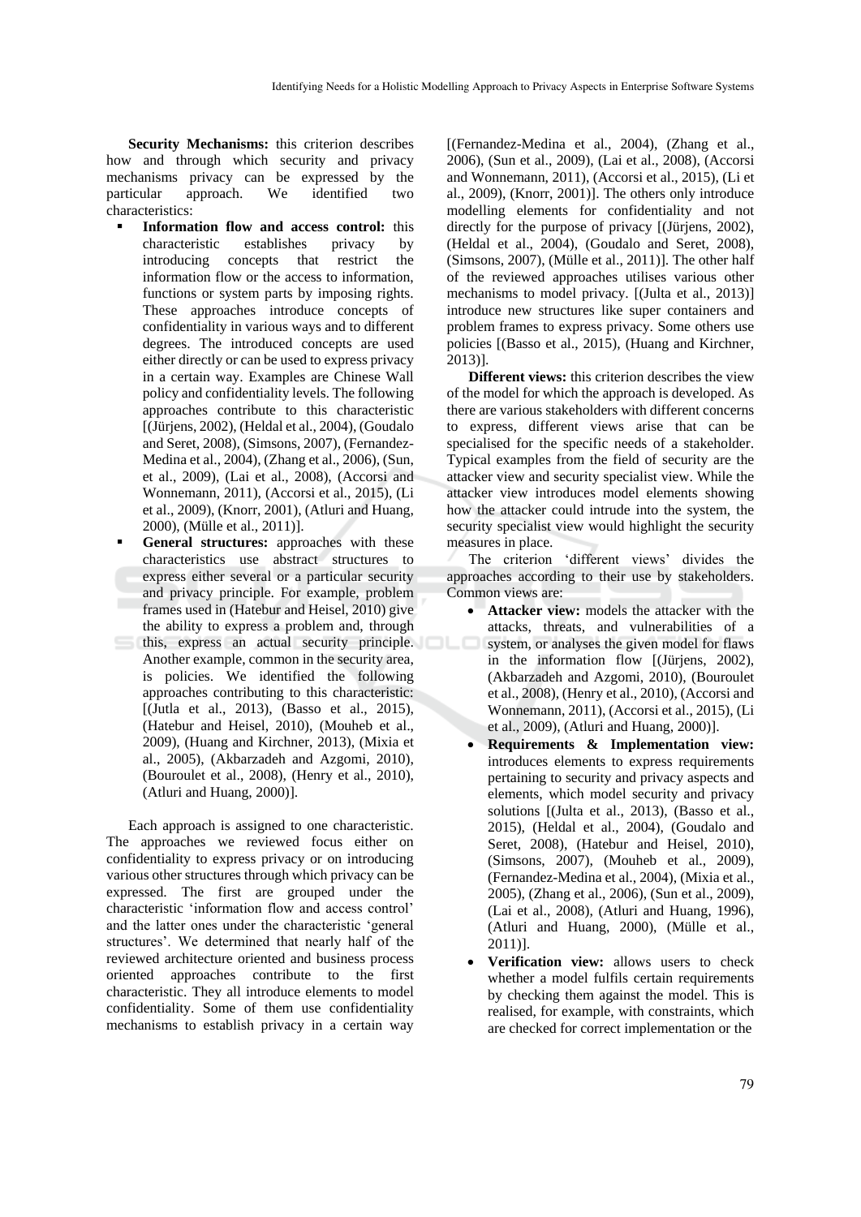**Security Mechanisms:** this criterion describes how and through which security and privacy mechanisms privacy can be expressed by the particular approach. We identified two characteristics:

- **Information flow and access control:** this characteristic establishes privacy by introducing concepts that restrict the information flow or the access to information, functions or system parts by imposing rights. These approaches introduce concepts of confidentiality in various ways and to different degrees. The introduced concepts are used either directly or can be used to express privacy in a certain way. Examples are Chinese Wall policy and confidentiality levels. The following approaches contribute to this characteristic [(Jürjens, 2002), (Heldal et al., 2004), (Goudalo and Seret, 2008), (Simsons, 2007), (Fernandez-Medina et al., 2004), (Zhang et al., 2006), (Sun, et al., 2009), (Lai et al., 2008), (Accorsi and Wonnemann, 2011), (Accorsi et al., 2015), (Li et al., 2009), (Knorr, 2001), (Atluri and Huang, 2000), (Mülle et al., 2011)].
- **General structures:** approaches with these characteristics use abstract structures to express either several or a particular security and privacy principle. For example, problem frames used in (Hatebur and Heisel, 2010) give the ability to express a problem and, through this, express an actual security principle. Another example, common in the security area, is policies. We identified the following approaches contributing to this characteristic: [(Jutla et al., 2013), (Basso et al., 2015), (Hatebur and Heisel, 2010), (Mouheb et al., 2009), (Huang and Kirchner, 2013), (Mixia et al., 2005), (Akbarzadeh and Azgomi, 2010), (Bouroulet et al., 2008), (Henry et al., 2010), (Atluri and Huang, 2000)].

Each approach is assigned to one characteristic. The approaches we reviewed focus either on confidentiality to express privacy or on introducing various other structures through which privacy can be expressed. The first are grouped under the characteristic 'information flow and access control' and the latter ones under the characteristic 'general structures'. We determined that nearly half of the reviewed architecture oriented and business process oriented approaches contribute to the first characteristic. They all introduce elements to model confidentiality. Some of them use confidentiality mechanisms to establish privacy in a certain way [(Fernandez-Medina et al., 2004), (Zhang et al., 2006), (Sun et al., 2009), (Lai et al., 2008), (Accorsi and Wonnemann, 2011), (Accorsi et al., 2015), (Li et al., 2009), (Knorr, 2001)]. The others only introduce modelling elements for confidentiality and not directly for the purpose of privacy [(Jürjens, 2002), (Heldal et al., 2004), (Goudalo and Seret, 2008), (Simsons, 2007), (Mülle et al., 2011)]. The other half of the reviewed approaches utilises various other mechanisms to model privacy. [(Julta et al., 2013)] introduce new structures like super containers and problem frames to express privacy. Some others use policies [(Basso et al., 2015), (Huang and Kirchner, 2013)].

**Different views:** this criterion describes the view of the model for which the approach is developed. As there are various stakeholders with different concerns to express, different views arise that can be specialised for the specific needs of a stakeholder. Typical examples from the field of security are the attacker view and security specialist view. While the attacker view introduces model elements showing how the attacker could intrude into the system, the security specialist view would highlight the security measures in place.

The criterion 'different views' divides the approaches according to their use by stakeholders. Common views are:

- **Attacker view:** models the attacker with the attacks, threats, and vulnerabilities of a system, or analyses the given model for flaws in the information flow [(Jürjens, 2002), (Akbarzadeh and Azgomi, 2010), (Bouroulet et al., 2008), (Henry et al., 2010), (Accorsi and Wonnemann, 2011), (Accorsi et al., 2015), (Li et al., 2009), (Atluri and Huang, 2000)].
- **Requirements & Implementation view:** introduces elements to express requirements pertaining to security and privacy aspects and elements, which model security and privacy solutions [(Julta et al., 2013), (Basso et al., 2015), (Heldal et al., 2004), (Goudalo and Seret, 2008), (Hatebur and Heisel, 2010), (Simsons, 2007), (Mouheb et al., 2009), (Fernandez-Medina et al., 2004), (Mixia et al., 2005), (Zhang et al., 2006), (Sun et al., 2009), (Lai et al., 2008), (Atluri and Huang, 1996), (Atluri and Huang, 2000), (Mülle et al., 2011)].
- **Verification view:** allows users to check whether a model fulfils certain requirements by checking them against the model. This is realised, for example, with constraints, which are checked for correct implementation or the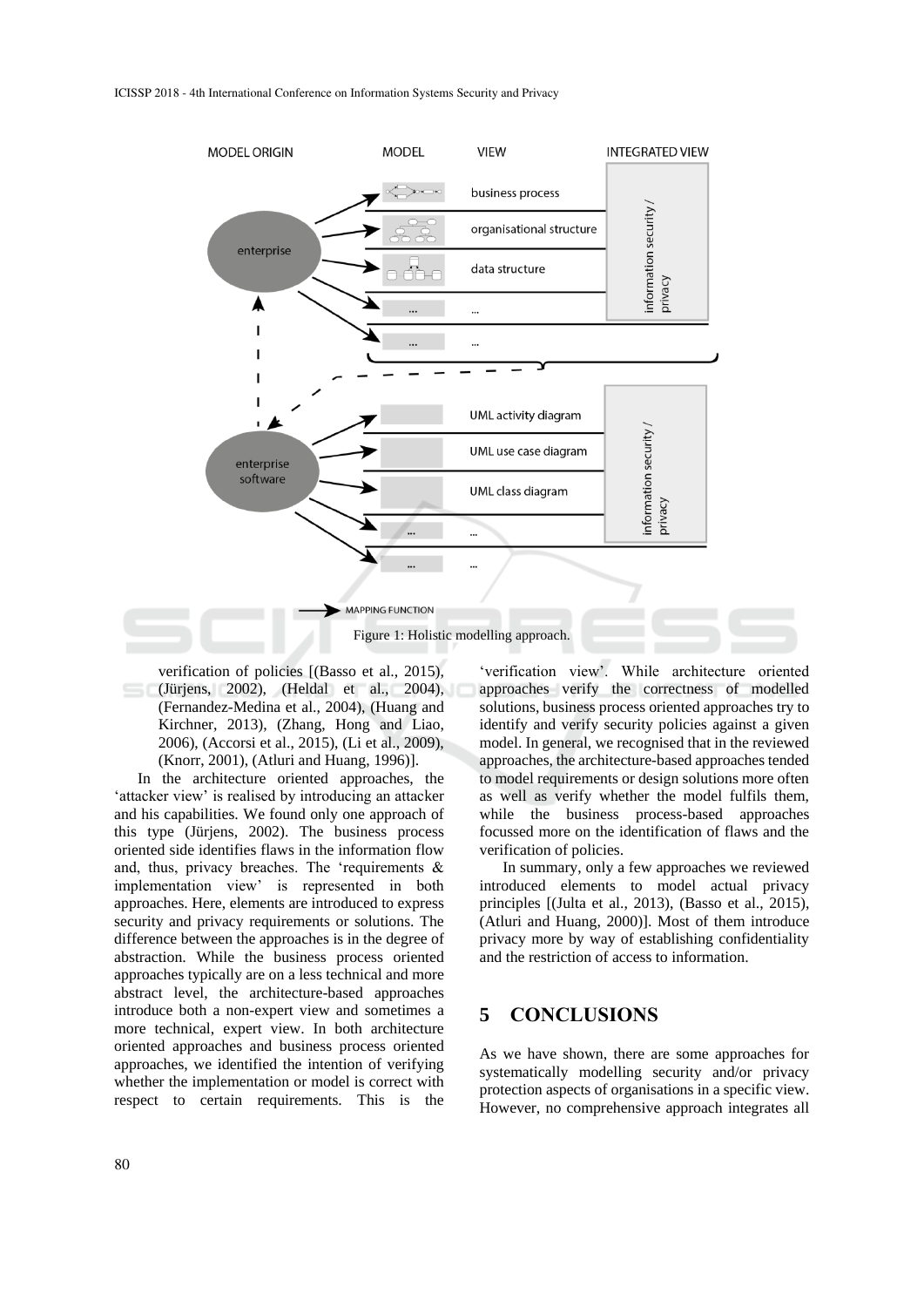Figure 1: Holistic modelling approach.

verification of policies [(Basso et al., 2015), (Jürjens, 2002), (Heldal et al., 2004), (Fernandez-Medina et al., 2004), (Huang and Kirchner, 2013), (Zhang, Hong and Liao, 2006), (Accorsi et al., 2015), (Li et al., 2009), (Knorr, 2001), (Atluri and Huang, 1996)].

In the architecture oriented approaches, the 'attacker view' is realised by introducing an attacker and his capabilities. We found only one approach of this type (Jürjens, 2002). The business process oriented side identifies flaws in the information flow and, thus, privacy breaches. The 'requirements & implementation view' is represented in both approaches. Here, elements are introduced to express security and privacy requirements or solutions. The difference between the approaches is in the degree of abstraction. While the business process oriented approaches typically are on a less technical and more abstract level, the architecture-based approaches introduce both a non-expert view and sometimes a more technical, expert view. In both architecture oriented approaches and business process oriented approaches, we identified the intention of verifying whether the implementation or model is correct with respect to certain requirements. This is the 'verification view'. While architecture oriented approaches verify the correctness of modelled solutions, business process oriented approaches try to identify and verify security policies against a given model. In general, we recognised that in the reviewed approaches, the architecture-based approaches tended to model requirements or design solutions more often as well as verify whether the model fulfils them, while the business process-based approaches focussed more on the identification of flaws and the verification of policies.

In summary, only a few approaches we reviewed introduced elements to model actual privacy principles [(Julta et al., 2013), (Basso et al., 2015), (Atluri and Huang, 2000)]. Most of them introduce privacy more by way of establishing confidentiality and the restriction of access to information.

## 5 CONCLUSIONS

As we have shown, there are some approaches for systematically modelling security and/or privacy protection aspects of organisations in a specific view. However, no comprehensive approach integrates all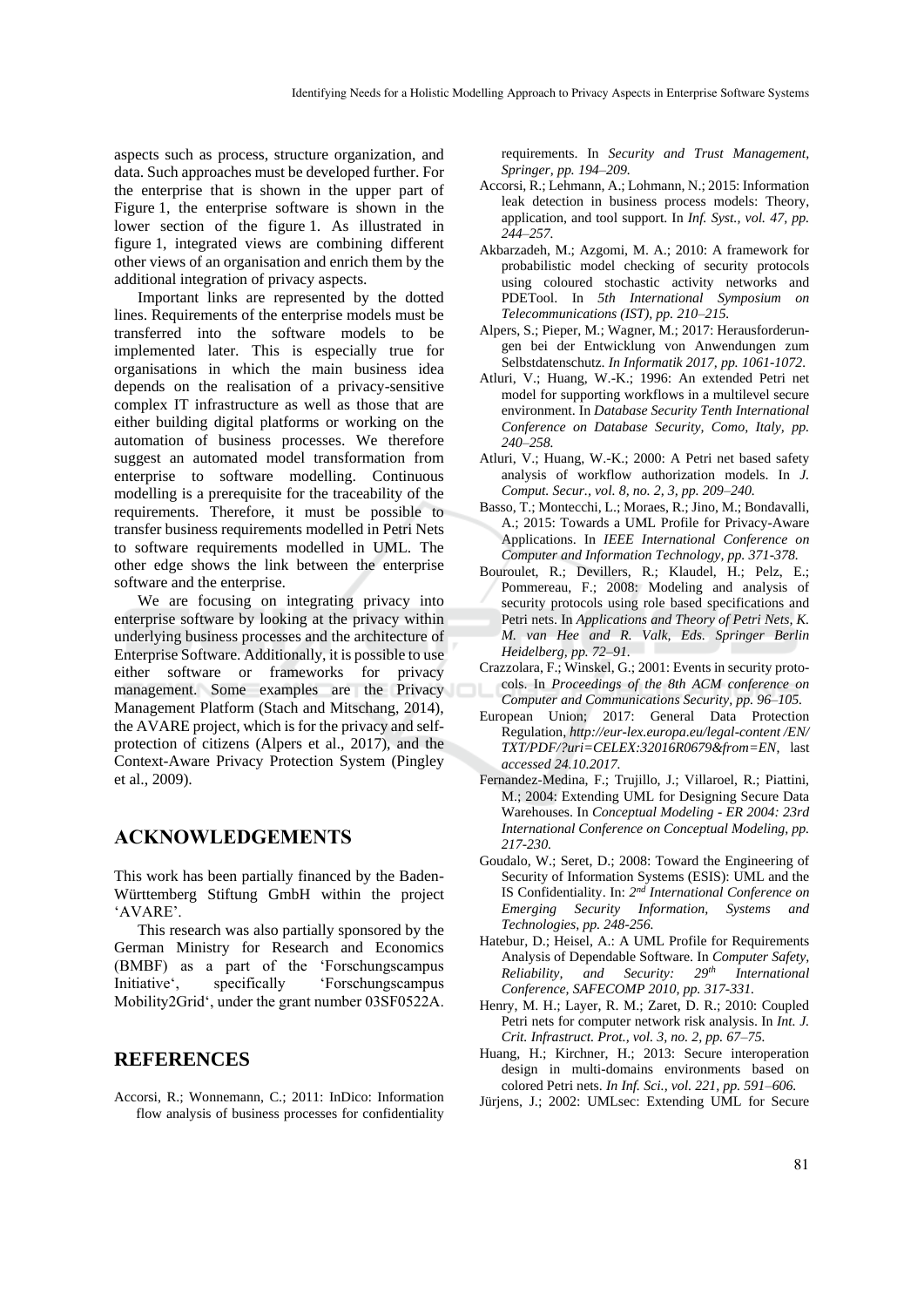aspects such as process, structure organization, and data. Such approaches must be developed further. For the enterprise that is shown in the upper part of Figure 1, the enterprise software is shown in the lower section of the figure 1. As illustrated in figure 1, integrated views are combining different other views of an organisation and enrich them by the additional integration of privacy aspects.

Important links are represented by the dotted lines. Requirements of the enterprise models must be transferred into the software models to be implemented later. This is especially true for organisations in which the main business idea depends on the realisation of a privacy-sensitive complex IT infrastructure as well as those that are either building digital platforms or working on the automation of business processes. We therefore suggest an automated model transformation from enterprise to software modelling. Continuous modelling is a prerequisite for the traceability of the requirements. Therefore, it must be possible to transfer business requirements modelled in Petri Nets to software requirements modelled in UML. The other edge shows the link between the enterprise software and the enterprise.

We are focusing on integrating privacy into enterprise software by looking at the privacy within underlying business processes and the architecture of Enterprise Software. Additionally, it is possible to use either software or frameworks for privacy management. Some examples are the Privacy Management Platform (Stach and Mitschang, 2014), the AVARE project, which is for the privacy and self-protection of citizens (Alpers et al., 2017), and the Context-Aware Privacy Protection System (Pingley et al., 2009).

## ACKNOWLEDGEMENTS

This work has been partially financed by the Baden-Württemberg Stiftung GmbH within the project 'AVARE'.

This research was also partially sponsored by the German Ministry for Research and Economics (BMBF) as a part of the 'Forschungscampus Initiative', specifically 'Forschungscampus Mobility2Grid', under the grant number 03SF0522A.

## REFERENCES

Accorsi, R.; Wonnemann, C.; 2011: InDico: Information flow analysis of business processes for confidentiality requirements. In *Security and Trust Management, Springer, pp. 194–209.*

Accorsi, R.; Lehmann, A.; Lohmann, N.; 2015: Information leak detection in business process models: Theory, application, and tool support. In *Inf. Syst., vol. 47, pp. 244–257.*

Akbarzadeh, M.; Azgomi, M. A.; 2010: A framework for probabilistic model checking of security protocols using coloured stochastic activity networks and PDETool. In *5th International Symposium on Telecommunications (IST), pp. 210–215.*

Alpers, S.; Pieper, M.; Wagner, M.; 2017: Herausforderungen bei der Entwicklung von Anwendungen zum Selbstdatenschutz. *In Informatik 2017, pp. 1061-1072.*

Atluri, V.; Huang, W.-K.; 1996: An extended Petri net model for supporting workflows in a multilevel secure environment. In *Database Security Tenth International Conference on Database Security, Como, Italy, pp. 240–258.*

Atluri, V.; Huang, W.-K.; 2000: A Petri net based safety analysis of workflow authorization models. In *J. Comput. Secur., vol. 8, no. 2, 3, pp. 209–240.*

Basso, T.; Montecchi, L.; Moraes, R.; Jino, M.; Bondavalli, A.; 2015: Towards a UML Profile for Privacy-Aware Applications. In *IEEE International Conference on Computer and Information Technology, pp. 371-378.*

Bouroulet, R.; Devillers, R.; Klaudel, H.; Pelz, E.; Pommereau, F.; 2008: Modeling and analysis of security protocols using role based specifications and Petri nets. In *Applications and Theory of Petri Nets, K. M. van Hee and R. Valk, Eds. Springer Berlin Heidelberg, pp. 72–91.*

Crazzolara, F.; Winskel, G.; 2001: Events in security protocols. In *Proceedings of the 8th ACM conference on Computer and Communications Security, pp. 96–105.*

European Union; 2017: General Data Protection Regulation, *http://eur-lex.europa.eu/legal-content /EN/ TXT/PDF/?uri=CELEX:32016R0679&from=EN*, last *accessed 24.10.2017.*

Fernandez-Medina, F.; Trujillo, J.; Villaroel, R.; Piattini, M.; 2004: Extending UML for Designing Secure Data Warehouses. In *Conceptual Modeling - ER 2004: 23rd International Conference on Conceptual Modeling, pp. 217-230.*

Goudalo, W.; Seret, D.; 2008: Toward the Engineering of Security of Information Systems (ESIS): UML and the IS Confidentiality. In: *2nd International Conference on Emerging Security Information, Systems and Technologies, pp. 248-256.*

Hatebur, D.; Heisel, A.: A UML Profile for Requirements Analysis of Dependable Software. In *Computer Safety, Reliability, and Security: 29th International Conference, SAFECOMP 2010, pp. 317-331.*

Henry, M. H.; Layer, R. M.; Zaret, D. R.; 2010: Coupled Petri nets for computer network risk analysis. In *Int. J. Crit. Infrastruct. Prot., vol. 3, no. 2, pp. 67–75.*

Huang, H.; Kirchner, H.; 2013: Secure interoperation design in multi-domains environments based on colored Petri nets. *In Inf. Sci., vol. 221, pp. 591–606.*

Jürjens, J.; 2002: UMLsec: Extending UML for Secure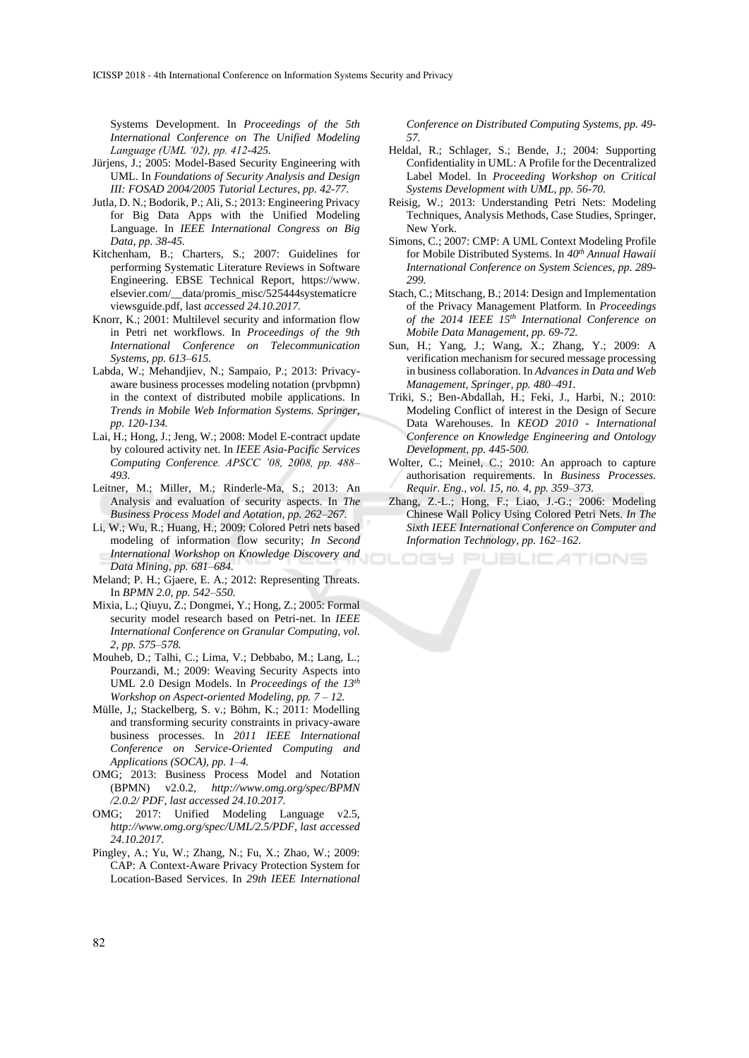Systems Development. In *Proceedings of the 5th International Conference on The Unified Modeling Language (UML '02), pp. 412-425.*

Jürjens, J.; 2005: Model-Based Security Engineering with UML. In *Foundations of Security Analysis and Design III: FOSAD 2004/2005 Tutorial Lectures, pp. 42-77.*

Jutla, D. N.; Bodorik, P.; Ali, S.; 2013: Engineering Privacy for Big Data Apps with the Unified Modeling Language. In *IEEE International Congress on Big Data, pp. 38-45.*

Kitchenham, B.; Charters, S.; 2007: Guidelines for performing Systematic Literature Reviews in Software Engineering. EBSE Technical Report, https://www.elsevier.com/__data/promis_misc/525444systematicreviewsguide.pdf, last *accessed 24.10.2017.*

Knorr, K.; 2001: Multilevel security and information flow in Petri net workflows. In *Proceedings of the 9th International Conference on Telecommunication Systems, pp. 613–615.*

Labda, W.; Mehandjiev, N.; Sampaio, P.; 2013: Privacy-aware business processes modeling notation (prvbpmn) in the context of distributed mobile applications. In *Trends in Mobile Web Information Systems. Springer, pp. 120-134.*

Lai, H.; Hong, J.; Jeng, W.; 2008: Model E-contract update by coloured activity net. In *IEEE Asia-Pacific Services Computing Conference. APSCC '08, 2008, pp. 488–493.*

Leitner, M.; Miller, M.; Rinderle-Ma, S.; 2013: An Analysis and evaluation of security aspects. In *The Business Process Model and Aotation, pp. 262–267.*

Li, W.; Wu, R.; Huang, H.; 2009: Colored Petri nets based modeling of information flow security; *In Second International Workshop on Knowledge Discovery and Data Mining, pp. 681–684.*

Meland; P. H.; Gjaere, E. A.; 2012: Representing Threats. In *BPMN 2.0, pp. 542–550.*

Mixia, L.; Qiuyu, Z.; Dongmei, Y.; Hong, Z.; 2005: Formal security model research based on Petri-net. In *IEEE International Conference on Granular Computing, vol. 2, pp. 575–578.*

Mouheb, D.; Talhi, C.; Lima, V.; Debbabo, M.; Lang, L.; Pourzandi, M.; 2009: Weaving Security Aspects into UML 2.0 Design Models. In *Proceedings of the 13th Workshop on Aspect-oriented Modeling, pp. 7 – 12.*

Mülle, J,; Stackelberg, S. v.; Böhm, K.; 2011: Modelling and transforming security constraints in privacy-aware business processes. In *2011 IEEE International Conference on Service-Oriented Computing and Applications (SOCA), pp. 1–4.*

OMG; 2013: Business Process Model and Notation (BPMN) v2.0.2, *http://www.omg.org/spec/BPMN/2.0.2/ PDF, last accessed 24.10.2017.*

OMG; 2017: Unified Modeling Language v2.5, *http://www.omg.org/spec/UML/2.5/PDF, last accessed 24.10.2017.*

Pingley, A.; Yu, W.; Zhang, N.; Fu, X.; Zhao, W.; 2009: CAP: A Context-Aware Privacy Protection System for Location-Based Services. In *29th IEEE International Conference on Distributed Computing Systems, pp. 49-57.*

Heldal, R.; Schlager, S.; Bende, J.; 2004: Supporting Confidentiality in UML: A Profile for the Decentralized Label Model. In *Proceeding Workshop on Critical Systems Development with UML, pp. 56-70.*

Reisig, W.; 2013: Understanding Petri Nets: Modeling Techniques, Analysis Methods, Case Studies, Springer, New York.

Simons, C.; 2007: CMP: A UML Context Modeling Profile for Mobile Distributed Systems. In *40th Annual Hawaii International Conference on System Sciences, pp. 289-299.*

Stach, C.; Mitschang, B.; 2014: Design and Implementation of the Privacy Management Platform. In *Proceedings of the 2014 IEEE 15th International Conference on Mobile Data Management, pp. 69-72.*

Sun, H.; Yang, J.; Wang, X.; Zhang, Y.; 2009: A verification mechanism for secured message processing in business collaboration. In *Advances in Data and Web Management, Springer, pp. 480–491.*

Triki, S.; Ben-Abdallah, H.; Feki, J., Harbi, N.; 2010: Modeling Conflict of interest in the Design of Secure Data Warehouses. In *KEOD 2010 - International Conference on Knowledge Engineering and Ontology Development, pp. 445-500.*

Wolter, C.; Meinel, C.; 2010: An approach to capture authorisation requirements. In *Business Processes. Requir. Eng., vol. 15, no. 4, pp. 359–373.*

Zhang, Z.-L.; Hong, F.; Liao, J.-G.; 2006: Modeling Chinese Wall Policy Using Colored Petri Nets. *In The Sixth IEEE International Conference on Computer and Information Technology, pp. 162–162.*